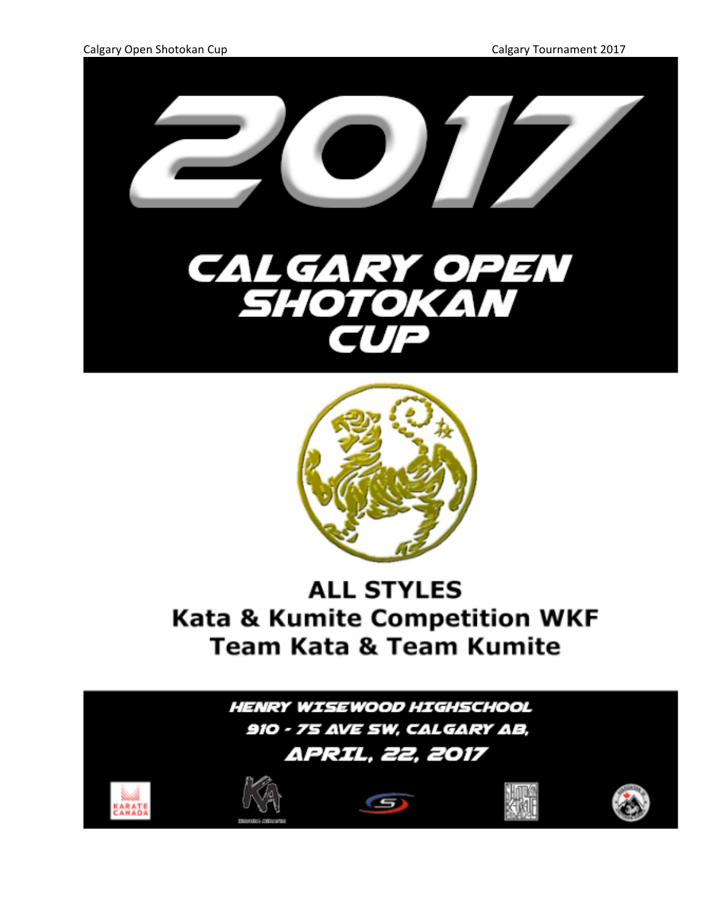# 2017

# CALGARY OPEN SHOTOKAN CUP

## ALL STYLES

## Kata & Kumite Competition WKF

## Team Kata & Team Kumite

HENRY WISEWOOD HIGHSCHOOL

910 - 75 AVE SW, CALGARY AB,

APRIL, 22, 2017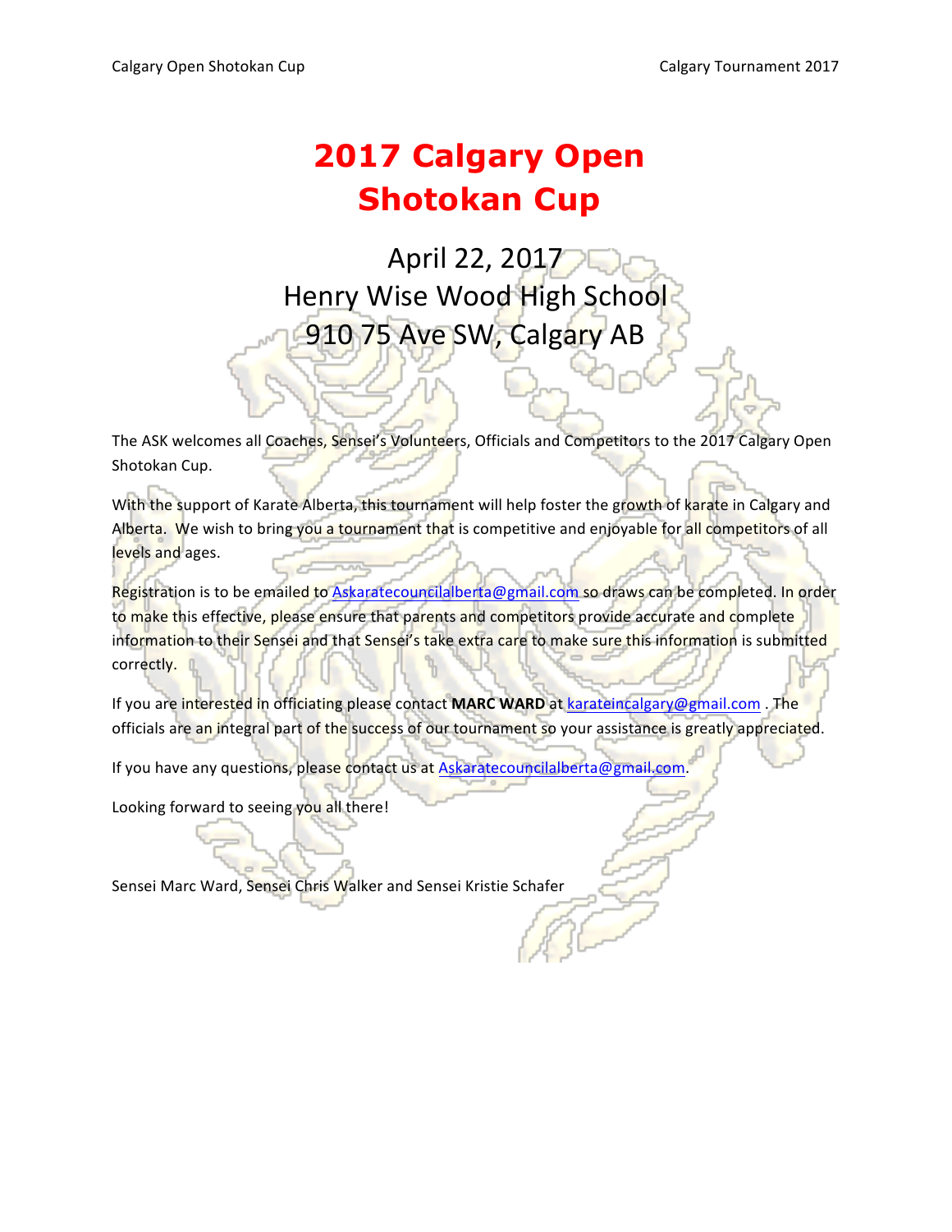# 2017 Calgary Open Shotokan Cup

## April 22, 2017
## Henry Wise Wood High School
## 910 75 Ave SW, Calgary AB

The ASK welcomes all Coaches, Sensei's Volunteers, Officials and Competitors to the 2017 Calgary Open Shotokan Cup.

With the support of Karate Alberta, this tournament will help foster the growth of karate in Calgary and Alberta. We wish to bring you a tournament that is competitive and enjoyable for all competitors of all levels and ages.

Registration is to be emailed to Askaratecouncilalberta@gmail.com so draws can be completed. In order to make this effective, please ensure that parents and competitors provide accurate and complete information to their Sensei and that Sensei's take extra care to make sure this information is submitted correctly.

If you are interested in officiating please contact **MARC WARD** at karateincalgary@gmail.com . The officials are an integral part of the success of our tournament so your assistance is greatly appreciated.

If you have any questions, please contact us at Askaratecouncilalberta@gmail.com.

Looking forward to seeing you all there!

Sensei Marc Ward, Sensei Chris Walker and Sensei Kristie Schafer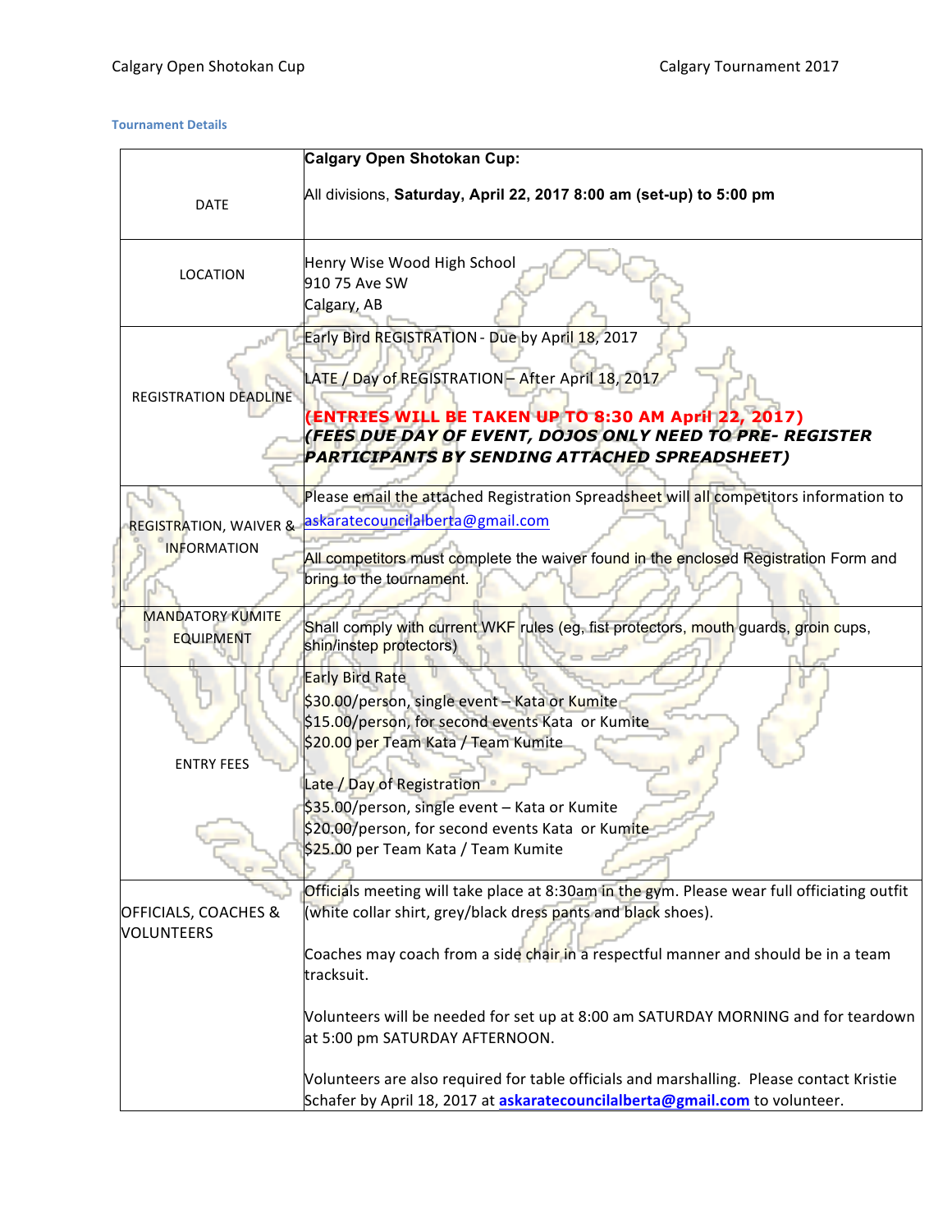## Tournament Details

| | **Calgary Open Shotokan Cup:** |
|---|---|
| DATE | All divisions, **Saturday, April 22, 2017 8:00 am (set-up) to 5:00 pm** |
| LOCATION | Henry Wise Wood High School<br>910 75 Ave SW<br>Calgary, AB |
| REGISTRATION DEADLINE | Early Bird REGISTRATION - Due by April 18, 2017<br><br>LATE / Day of REGISTRATION – After April 18, 2017<br><br>**(ENTRIES WILL BE TAKEN UP TO 8:30 AM April 22, 2017)**<br>***(FEES DUE DAY OF EVENT, DOJOS ONLY NEED TO PRE- REGISTER PARTICIPANTS BY SENDING ATTACHED SPREADSHEET)*** |
| REGISTRATION, WAIVER & INFORMATION | Please email the attached Registration Spreadsheet will all competitors information to askaratecouncilalberta@gmail.com<br><br>All competitors must complete the waiver found in the enclosed Registration Form and bring to the tournament. |
| MANDATORY KUMITE EQUIPMENT | Shall comply with current WKF rules (eg, fist protectors, mouth guards, groin cups, shin/instep protectors) |
| ENTRY FEES | Early Bird Rate<br>$30.00/person, single event – Kata or Kumite<br>$15.00/person, for second events Kata or Kumite<br>$20.00 per Team Kata / Team Kumite<br><br>Late / Day of Registration<br>$35.00/person, single event – Kata or Kumite<br>$20.00/person, for second events Kata or Kumite<br>$25.00 per Team Kata / Team Kumite |
| OFFICIALS, COACHES & VOLUNTEERS | Officials meeting will take place at 8:30am in the gym. Please wear full officiating outfit (white collar shirt, grey/black dress pants and black shoes).<br><br>Coaches may coach from a side chair in a respectful manner and should be in a team tracksuit.<br><br>Volunteers will be needed for set up at 8:00 am SATURDAY MORNING and for teardown at 5:00 pm SATURDAY AFTERNOON.<br><br>Volunteers are also required for table officials and marshalling. Please contact Kristie Schafer by April 18, 2017 at **askaratecouncilalberta@gmail.com** to volunteer. |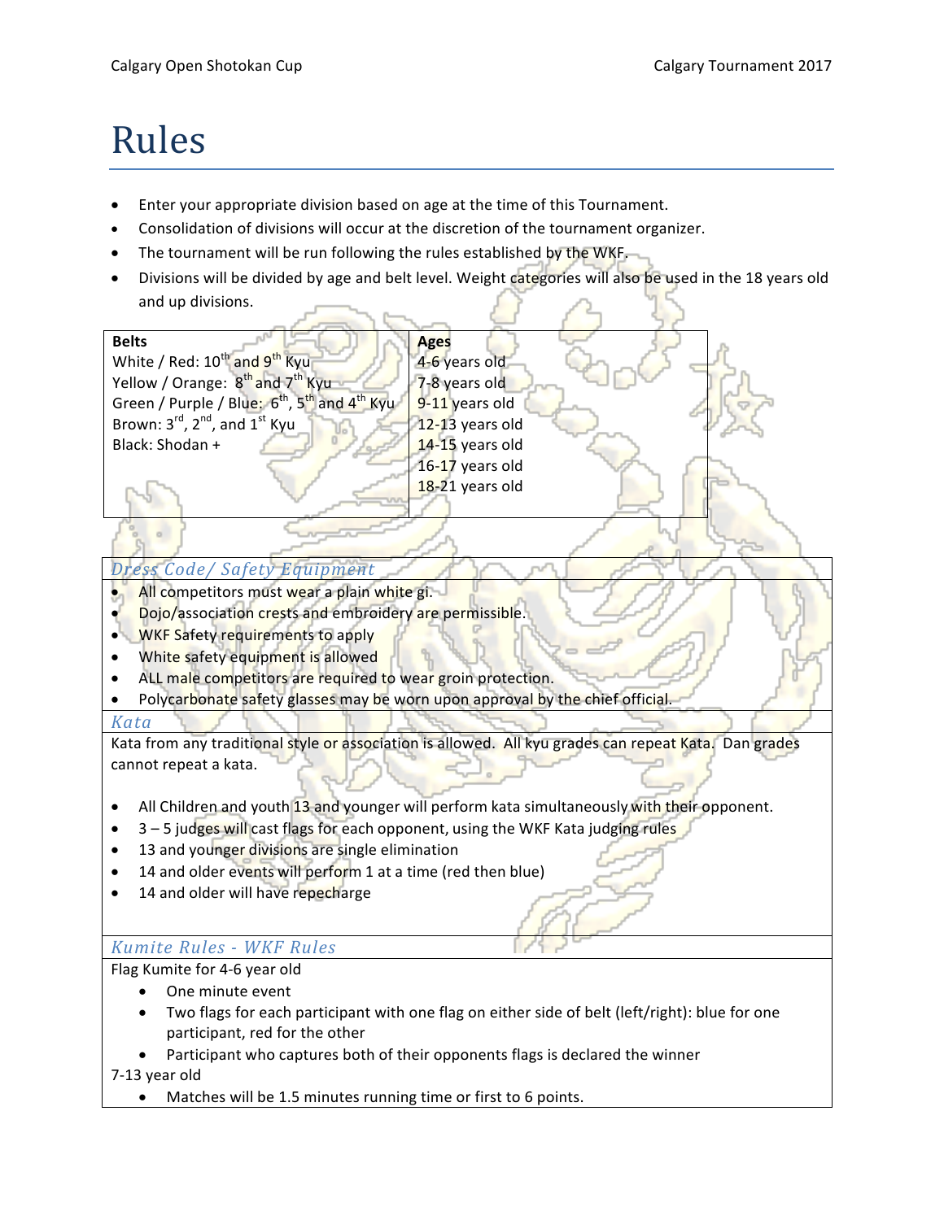# Rules

- Enter your appropriate division based on age at the time of this Tournament.
- Consolidation of divisions will occur at the discretion of the tournament organizer.
- The tournament will be run following the rules established by the WKF.
- Divisions will be divided by age and belt level. Weight categories will also be used in the 18 years old and up divisions.

| Belts | Ages |
|---|---|
| White / Red: 10th and 9th Kyu | 4-6 years old |
| Yellow / Orange: 8th and 7th Kyu | 7-8 years old |
| Green / Purple / Blue: 6th, 5th and 4th Kyu | 9-11 years old |
| Brown: 3rd, 2nd, and 1st Kyu | 12-13 years old |
| Black: Shodan + | 14-15 years old |
| | 16-17 years old |
| | 18-21 years old |

## *Dress Code/ Safety Equipment*

- All competitors must wear a plain white gi.
- Dojo/association crests and embroidery are permissible.
- WKF Safety requirements to apply
- White safety equipment is allowed
- ALL male competitors are required to wear groin protection.
- Polycarbonate safety glasses may be worn upon approval by the chief official.

## *Kata*

Kata from any traditional style or association is allowed. All kyu grades can repeat Kata. Dan grades cannot repeat a kata.

- All Children and youth 13 and younger will perform kata simultaneously with their opponent.
- 3 – 5 judges will cast flags for each opponent, using the WKF Kata judging rules
- 13 and younger divisions are single elimination
- 14 and older events will perform 1 at a time (red then blue)
- 14 and older will have repecharge

## *Kumite Rules - WKF Rules*

Flag Kumite for 4-6 year old

- One minute event
- Two flags for each participant with one flag on either side of belt (left/right): blue for one participant, red for the other
- Participant who captures both of their opponents flags is declared the winner

7-13 year old

- Matches will be 1.5 minutes running time or first to 6 points.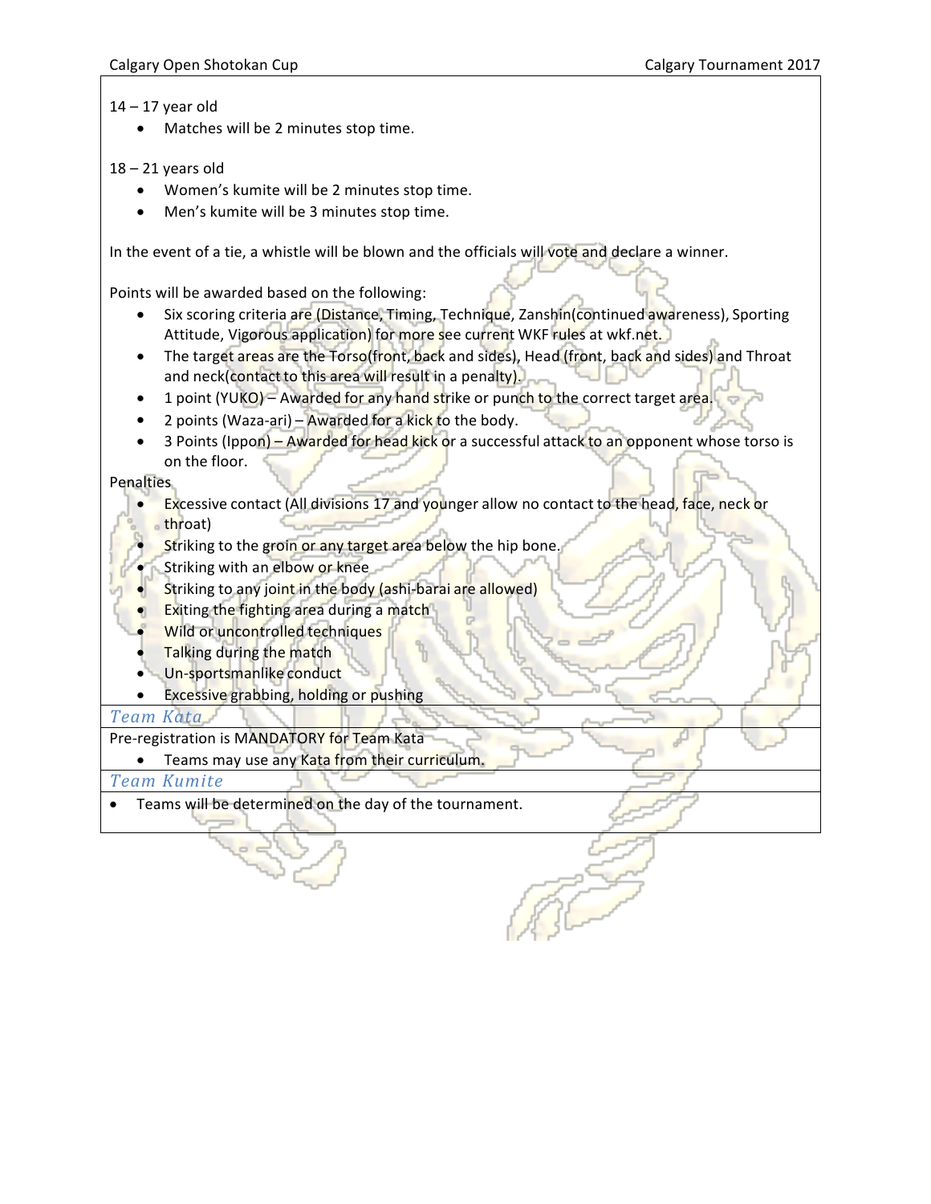14 – 17 year old

- Matches will be 2 minutes stop time.

18 – 21 years old

- Women's kumite will be 2 minutes stop time.
- Men's kumite will be 3 minutes stop time.

In the event of a tie, a whistle will be blown and the officials will vote and declare a winner.

Points will be awarded based on the following:

- Six scoring criteria are (Distance, Timing, Technique, Zanshin(continued awareness), Sporting Attitude, Vigorous application) for more see current WKF rules at wkf.net.
- The target areas are the Torso(front, back and sides), Head (front, back and sides) and Throat and neck(contact to this area will result in a penalty).
- 1 point (YUKO) – Awarded for any hand strike or punch to the correct target area.
- 2 points (Waza-ari) – Awarded for a kick to the body.
- 3 Points (Ippon) – Awarded for head kick or a successful attack to an opponent whose torso is on the floor.

Penalties

- Excessive contact (All divisions 17 and younger allow no contact to the head, face, neck or throat)
- Striking to the groin or any target area below the hip bone.
- Striking with an elbow or knee
- Striking to any joint in the body (ashi-barai are allowed)
- Exiting the fighting area during a match
- Wild or uncontrolled techniques
- Talking during the match
- Un-sportsmanlike conduct
- Excessive grabbing, holding or pushing

## *Team Kata*

Pre-registration is MANDATORY for Team Kata

- Teams may use any Kata from their curriculum.

## *Team Kumite*

- Teams will be determined on the day of the tournament.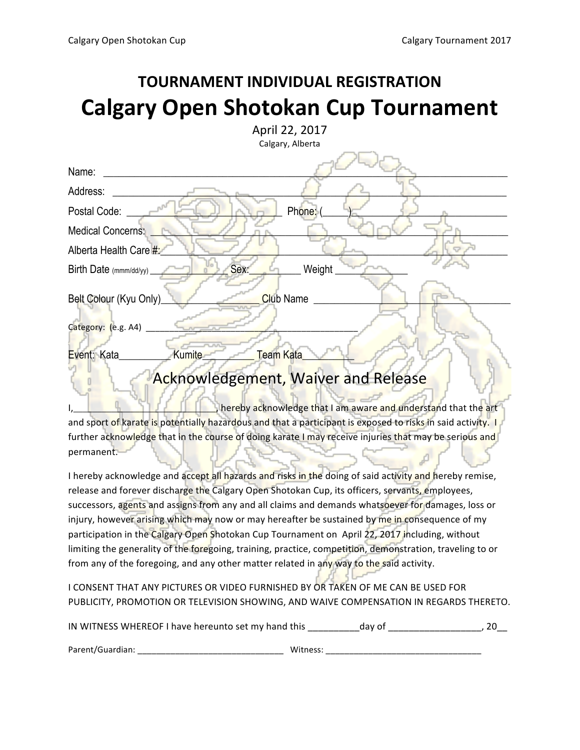# TOURNAMENT INDIVIDUAL REGISTRATION

# Calgary Open Shotokan Cup Tournament

April 22, 2017

Calgary, Alberta

Name: ____________________________________________________________________________

Address: __________________________________________________________________________

Postal Code: ____________________________ Phone: (_____)_____________________________

Medical Concerns: ___________________________________________________________________

Alberta Health Care #:_________________________________________________________________

Birth Date (mmm/dd/yy) ________________ Sex:__________ Weight ______________

Belt Colour (Kyu Only)___________________ Club Name ______________________________________

Category: (e.g. A4) ______________________________________________

Event: Kata__________ Kumite__________ Team Kata__________

## Acknowledgement, Waiver and Release

I,____________________________, hereby acknowledge that I am aware and understand that the art and sport of karate is potentially hazardous and that a participant is exposed to risks in said activity. I further acknowledge that in the course of doing karate I may receive injuries that may be serious and permanent.

I hereby acknowledge and accept all hazards and risks in the doing of said activity and hereby remise, release and forever discharge the Calgary Open Shotokan Cup, its officers, servants, employees, successors, agents and assigns from any and all claims and demands whatsoever for damages, loss or injury, however arising which may now or may hereafter be sustained by me in consequence of my participation in the Calgary Open Shotokan Cup Tournament on April 22, 2017 including, without limiting the generality of the foregoing, training, practice, competition, demonstration, traveling to or from any of the foregoing, and any other matter related in any way to the said activity.

I CONSENT THAT ANY PICTURES OR VIDEO FURNISHED BY OR TAKEN OF ME CAN BE USED FOR PUBLICITY, PROMOTION OR TELEVISION SHOWING, AND WAIVE COMPENSATION IN REGARDS THERETO.

IN WITNESS WHEREOF I have hereunto set my hand this __________day of ___________________, 20__

Parent/Guardian: _______________________________ Witness: _________________________________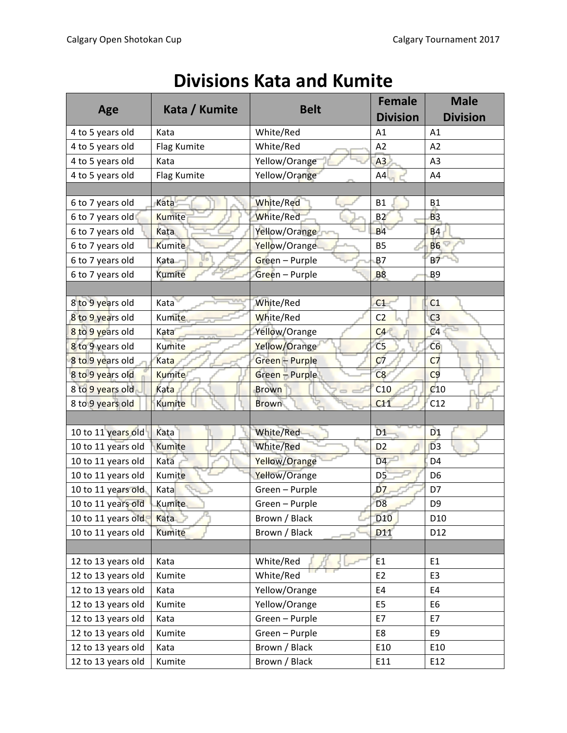# Divisions Kata and Kumite

| Age | Kata / Kumite | Belt | Female Division | Male Division |
| --- | --- | --- | --- | --- |
| 4 to 5 years old | Kata | White/Red | A1 | A1 |
| 4 to 5 years old | Flag Kumite | White/Red | A2 | A2 |
| 4 to 5 years old | Kata | Yellow/Orange | A3 | A3 |
| 4 to 5 years old | Flag Kumite | Yellow/Orange | A4 | A4 |
| | | | | |
| 6 to 7 years old | Kata | White/Red | B1 | B1 |
| 6 to 7 years old | Kumite | White/Red | B2 | B3 |
| 6 to 7 years old | Kata | Yellow/Orange | B4 | B4 |
| 6 to 7 years old | Kumite | Yellow/Orange | B5 | B6 |
| 6 to 7 years old | Kata | Green – Purple | B7 | B7 |
| 6 to 7 years old | Kumite | Green – Purple | B8 | B9 |
| | | | | |
| 8 to 9 years old | Kata | White/Red | C1 | C1 |
| 8 to 9 years old | Kumite | White/Red | C2 | C3 |
| 8 to 9 years old | Kata | Yellow/Orange | C4 | C4 |
| 8 to 9 years old | Kumite | Yellow/Orange | C5 | C6 |
| 8 to 9 years old | Kata | Green – Purple | C7 | C7 |
| 8 to 9 years old | Kumite | Green – Purple | C8 | C9 |
| 8 to 9 years old | Kata | Brown | C10 | C10 |
| 8 to 9 years old | Kumite | Brown | C11 | C12 |
| | | | | |
| 10 to 11 years old | Kata | White/Red | D1 | D1 |
| 10 to 11 years old | Kumite | White/Red | D2 | D3 |
| 10 to 11 years old | Kata | Yellow/Orange | D4 | D4 |
| 10 to 11 years old | Kumite | Yellow/Orange | D5 | D6 |
| 10 to 11 years old | Kata | Green – Purple | D7 | D7 |
| 10 to 11 years old | Kumite | Green – Purple | D8 | D9 |
| 10 to 11 years old | Kata | Brown / Black | D10 | D10 |
| 10 to 11 years old | Kumite | Brown / Black | D11 | D12 |
| | | | | |
| 12 to 13 years old | Kata | White/Red | E1 | E1 |
| 12 to 13 years old | Kumite | White/Red | E2 | E3 |
| 12 to 13 years old | Kata | Yellow/Orange | E4 | E4 |
| 12 to 13 years old | Kumite | Yellow/Orange | E5 | E6 |
| 12 to 13 years old | Kata | Green – Purple | E7 | E7 |
| 12 to 13 years old | Kumite | Green – Purple | E8 | E9 |
| 12 to 13 years old | Kata | Brown / Black | E10 | E10 |
| 12 to 13 years old | Kumite | Brown / Black | E11 | E12 |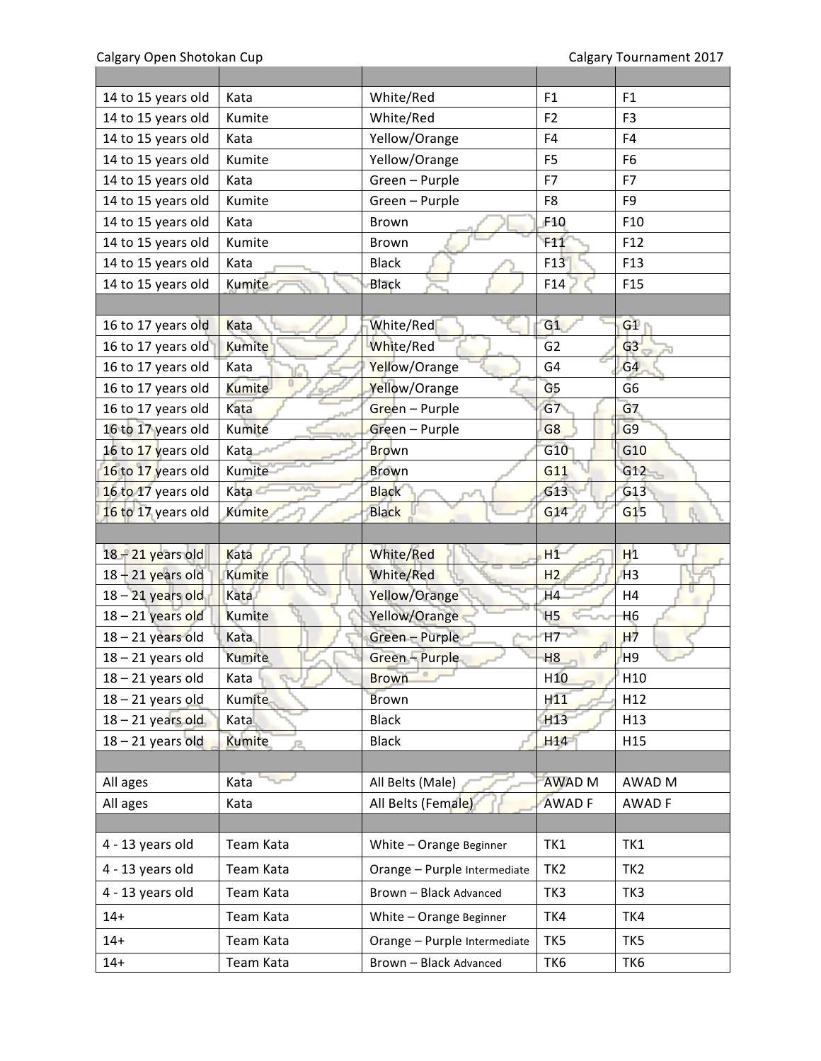|  |  |  |  |  |
| --- | --- | --- | --- | --- |
| 14 to 15 years old | Kata | White/Red | F1 | F1 |
| 14 to 15 years old | Kumite | White/Red | F2 | F3 |
| 14 to 15 years old | Kata | Yellow/Orange | F4 | F4 |
| 14 to 15 years old | Kumite | Yellow/Orange | F5 | F6 |
| 14 to 15 years old | Kata | Green – Purple | F7 | F7 |
| 14 to 15 years old | Kumite | Green – Purple | F8 | F9 |
| 14 to 15 years old | Kata | Brown | F10 | F10 |
| 14 to 15 years old | Kumite | Brown | F11 | F12 |
| 14 to 15 years old | Kata | Black | F13 | F13 |
| 14 to 15 years old | Kumite | Black | F14 | F15 |
|  |  |  |  |  |
| 16 to 17 years old | Kata | White/Red | G1 | G1 |
| 16 to 17 years old | Kumite | White/Red | G2 | G3 |
| 16 to 17 years old | Kata | Yellow/Orange | G4 | G4 |
| 16 to 17 years old | Kumite | Yellow/Orange | G5 | G6 |
| 16 to 17 years old | Kata | Green – Purple | G7 | G7 |
| 16 to 17 years old | Kumite | Green – Purple | G8 | G9 |
| 16 to 17 years old | Kata | Brown | G10 | G10 |
| 16 to 17 years old | Kumite | Brown | G11 | G12 |
| 16 to 17 years old | Kata | Black | G13 | G13 |
| 16 to 17 years old | Kumite | Black | G14 | G15 |
|  |  |  |  |  |
| 18 – 21 years old | Kata | White/Red | H1 | H1 |
| 18 – 21 years old | Kumite | White/Red | H2 | H3 |
| 18 – 21 years old | Kata | Yellow/Orange | H4 | H4 |
| 18 – 21 years old | Kumite | Yellow/Orange | H5 | H6 |
| 18 – 21 years old | Kata | Green – Purple | H7 | H7 |
| 18 – 21 years old | Kumite | Green – Purple | H8 | H9 |
| 18 – 21 years old | Kata | Brown | H10 | H10 |
| 18 – 21 years old | Kumite | Brown | H11 | H12 |
| 18 – 21 years old | Kata | Black | H13 | H13 |
| 18 – 21 years old | Kumite | Black | H14 | H15 |
|  |  |  |  |  |
| All ages | Kata | All Belts (Male) | AWAD M | AWAD M |
| All ages | Kata | All Belts (Female) | AWAD F | AWAD F |
|  |  |  |  |  |
| 4 - 13 years old | Team Kata | White – Orange Beginner | TK1 | TK1 |
| 4 - 13 years old | Team Kata | Orange – Purple Intermediate | TK2 | TK2 |
| 4 - 13 years old | Team Kata | Brown – Black Advanced | TK3 | TK3 |
| 14+ | Team Kata | White – Orange Beginner | TK4 | TK4 |
| 14+ | Team Kata | Orange – Purple Intermediate | TK5 | TK5 |
| 14+ | Team Kata | Brown – Black Advanced | TK6 | TK6 |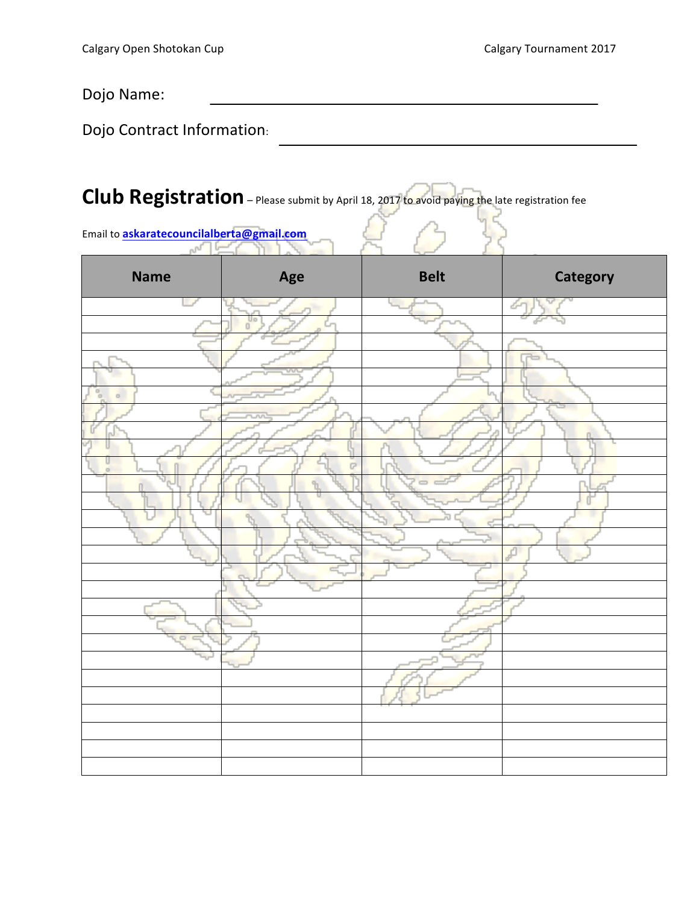Dojo Name: ______________________________________________

Dojo Contract Information: ______________________________________________

## Club Registration – Please submit by April 18, 2017 to avoid paying the late registration fee

Email to **askaratecouncilalberta@gmail.com**

| Name | Age | Belt | Category |
|---|---|---|---|
| | | | |
| | | | |
| | | | |
| | | | |
| | | | |
| | | | |
| | | | |
| | | | |
| | | | |
| | | | |
| | | | |
| | | | |
| | | | |
| | | | |
| | | | |
| | | | |
| | | | |
| | | | |
| | | | |
| | | | |
| | | | |
| | | | |
| | | | |
| | | | |
| | | | |
| | | | |
| | | | |